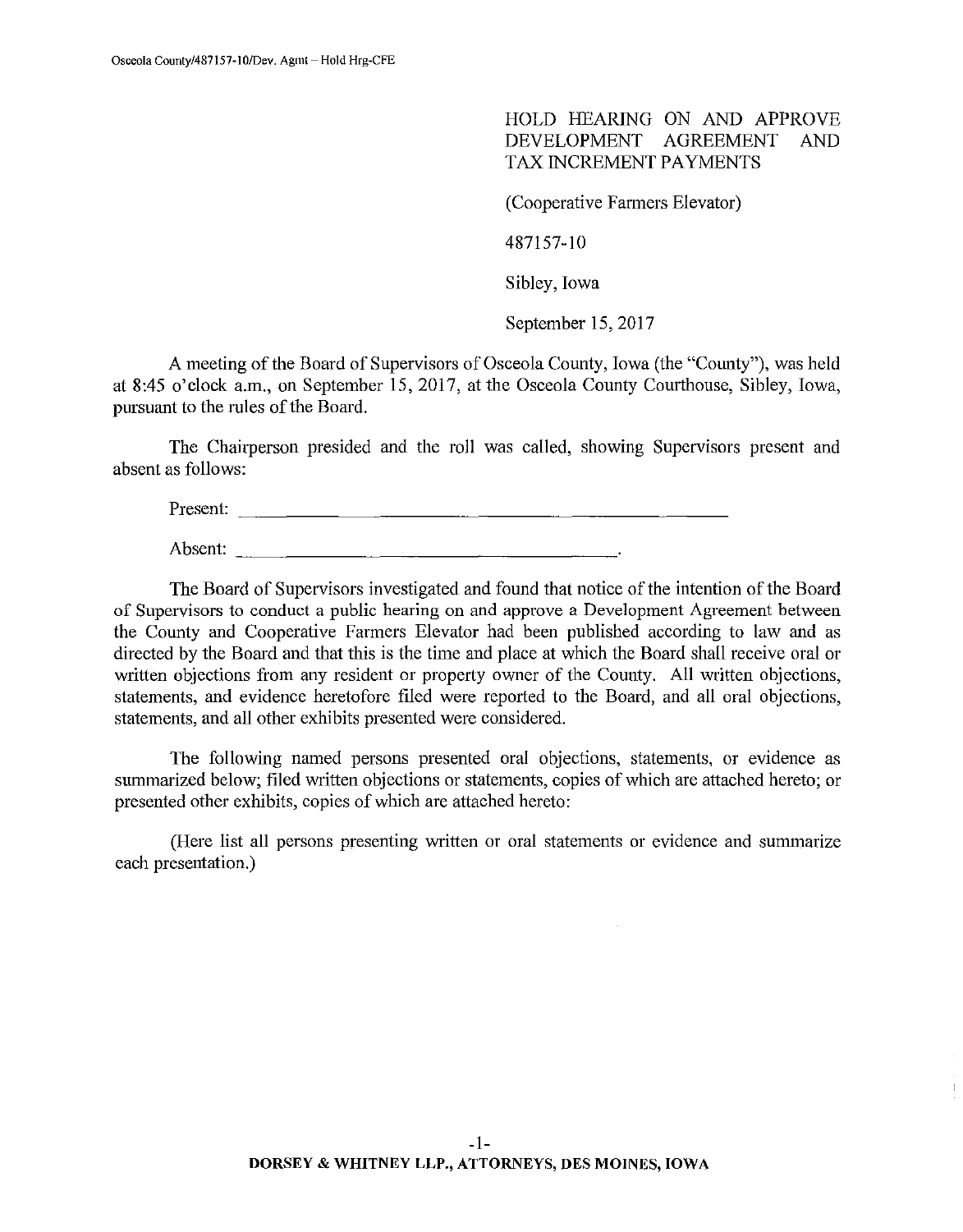HOLD HEARING ON AND APPROVE DEVELOPMENT AGREEMENT AND TAX INCREMENT PAYMENTS

(Cooperative Farmers Elevator)

487157-10

Sibley, Iowa

September 15, 2017

A meeting of the Board of Supervisors of Osceola County, Iowa (the "County"), was held at 8:45 o'clock a.m., on September 15, 2017, at the Osceola County Courthouse, Sibley, Iowa, pursuant to the rules of the Board.

The Chairperson presided and the roll was called, showing Supervisors present and absent as follows:

Present: ____________________________________________

Absent: ____________________________________________.

The Board of Supervisors investigated and found that notice of the intention of the Board of Supervisors to conduct a public hearing on and approve a Development Agreement between the County and Cooperative Farmers Elevator had been published according to law and as directed by the Board and that this is the time and place at which the Board shall receive oral or written objections from any resident or property owner of the County. All written objections, statements, and evidence heretofore filed were reported to the Board, and all oral objections, statements, and all other exhibits presented were considered.

The following named persons presented oral objections, statements, or evidence as summarized below; filed written objections or statements, copies of which are attached hereto; or presented other exhibits, copies of which are attached hereto:

(Here list all persons presenting written or oral statements or evidence and summarize each presentation.)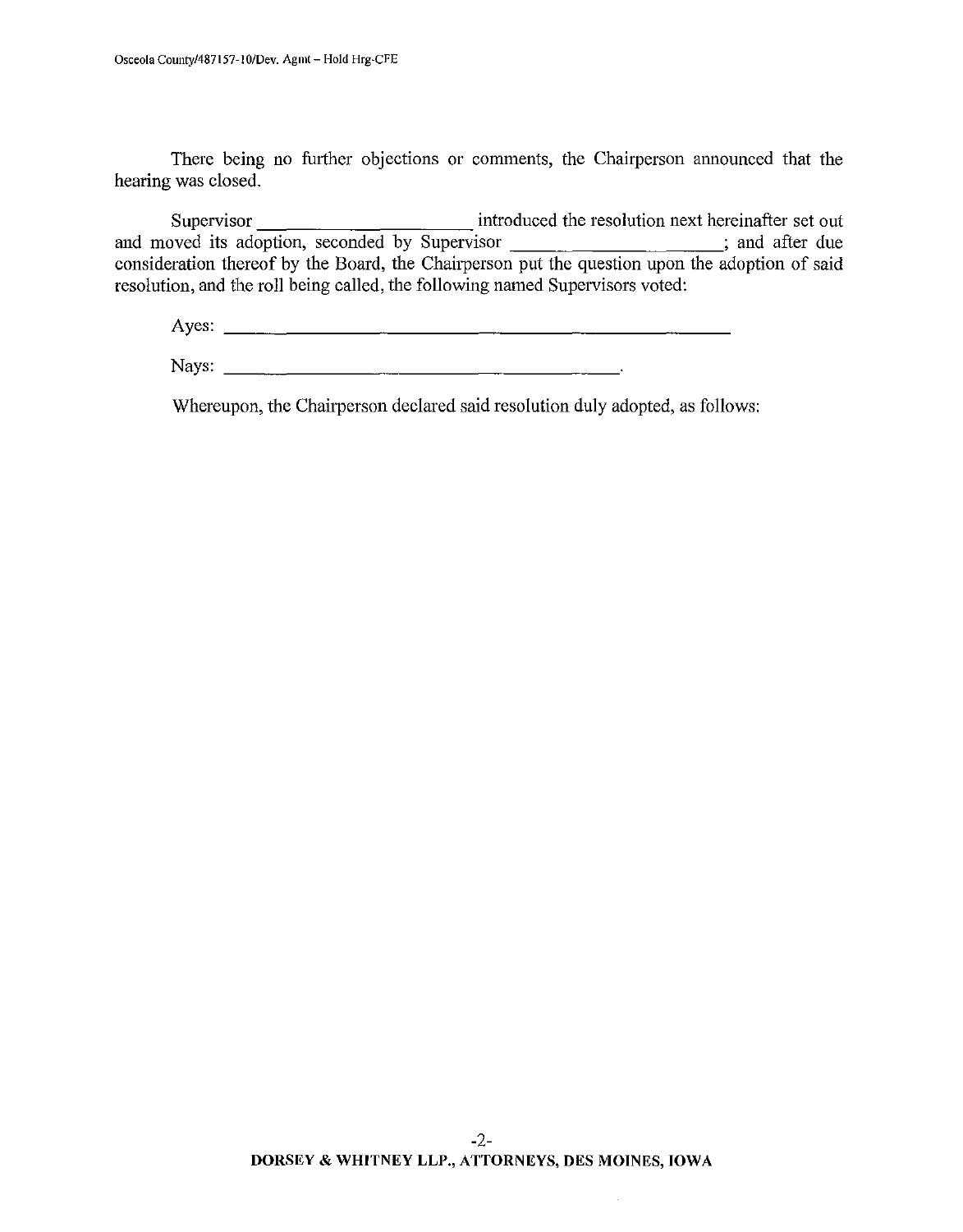There being no further objections or comments, the Chairperson announced that the hearing was closed.

Supervisor ______________________ introduced the resolution next hereinafter set out and moved its adoption, seconded by Supervisor ______________________; and after due consideration thereof by the Board, the Chairperson put the question upon the adoption of said resolution, and the roll being called, the following named Supervisors voted:

Ayes: ______________________________________________________

Nays: ____________________________________________.

Whereupon, the Chairperson declared said resolution duly adopted, as follows: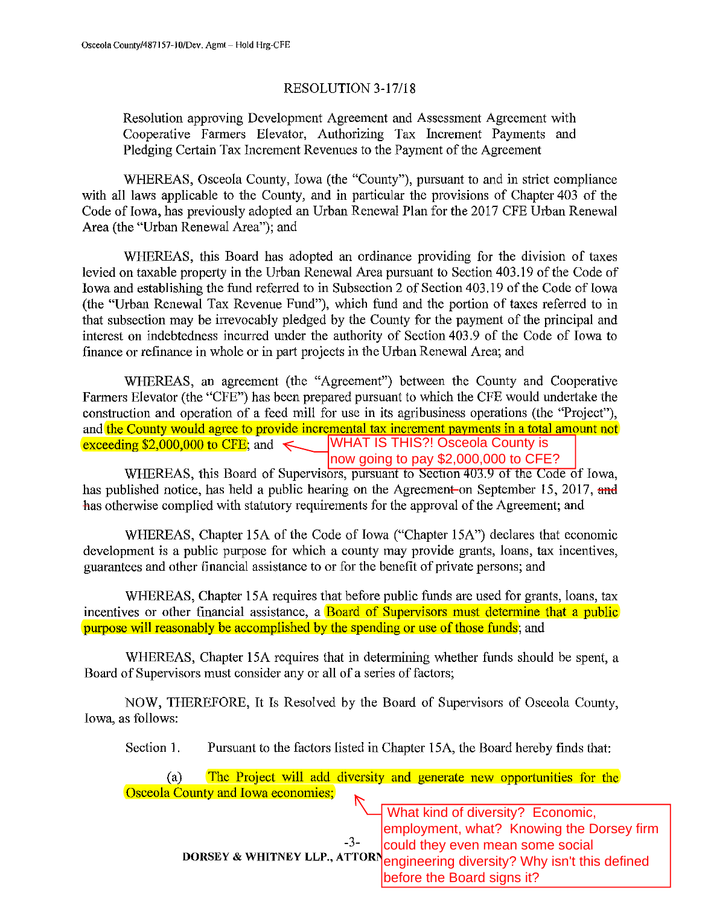# RESOLUTION 3-17/18

Resolution approving Development Agreement and Assessment Agreement with Cooperative Farmers Elevator, Authorizing Tax Increment Payments and Pledging Certain Tax Increment Revenues to the Payment of the Agreement

WHEREAS, Osceola County, Iowa (the "County"), pursuant to and in strict compliance with all laws applicable to the County, and in particular the provisions of Chapter 403 of the Code of Iowa, has previously adopted an Urban Renewal Plan for the 2017 CFE Urban Renewal Area (the "Urban Renewal Area"); and

WHEREAS, this Board has adopted an ordinance providing for the division of taxes levied on taxable property in the Urban Renewal Area pursuant to Section 403.19 of the Code of Iowa and establishing the fund referred to in Subsection 2 of Section 403.19 of the Code of Iowa (the "Urban Renewal Tax Revenue Fund"), which fund and the portion of taxes referred to in that subsection may be irrevocably pledged by the County for the payment of the principal and interest on indebtedness incurred under the authority of Section 403.9 of the Code of Iowa to finance or refinance in whole or in part projects in the Urban Renewal Area; and

WHEREAS, an agreement (the "Agreement") between the County and Cooperative Farmers Elevator (the "CFE") has been prepared pursuant to which the CFE would undertake the construction and operation of a feed mill for use in its agribusiness operations (the "Project"), and the County would agree to provide incremental tax increment payments in a total amount not exceeding $2,000,000 to CFE; and

WHAT IS THIS?! Osceola County is now going to pay $2,000,000 to CFE?

WHEREAS, this Board of Supervisors, pursuant to Section 403.9 of the Code of Iowa, has published notice, has held a public hearing on the Agreement ~~on~~ September 15, 2017, ~~and has~~ otherwise complied with statutory requirements for the approval of the Agreement; and

WHEREAS, Chapter 15A of the Code of Iowa ("Chapter 15A") declares that economic development is a public purpose for which a county may provide grants, loans, tax incentives, guarantees and other financial assistance to or for the benefit of private persons; and

WHEREAS, Chapter 15A requires that before public funds are used for grants, loans, tax incentives or other financial assistance, a Board of Supervisors must determine that a public purpose will reasonably be accomplished by the spending or use of those funds; and

WHEREAS, Chapter 15A requires that in determining whether funds should be spent, a Board of Supervisors must consider any or all of a series of factors;

NOW, THEREFORE, It Is Resolved by the Board of Supervisors of Osceola County, Iowa, as follows:

Section 1. Pursuant to the factors listed in Chapter 15A, the Board hereby finds that:

(a) The Project will add diversity and generate new opportunities for the Osceola County and Iowa economies;

What kind of diversity? Economic, employment, what? Knowing the Dorsey firm could they even mean some social engineering diversity? Why isn't this defined before the Board signs it?

DORSEY & WHITNEY LLP., ATTORN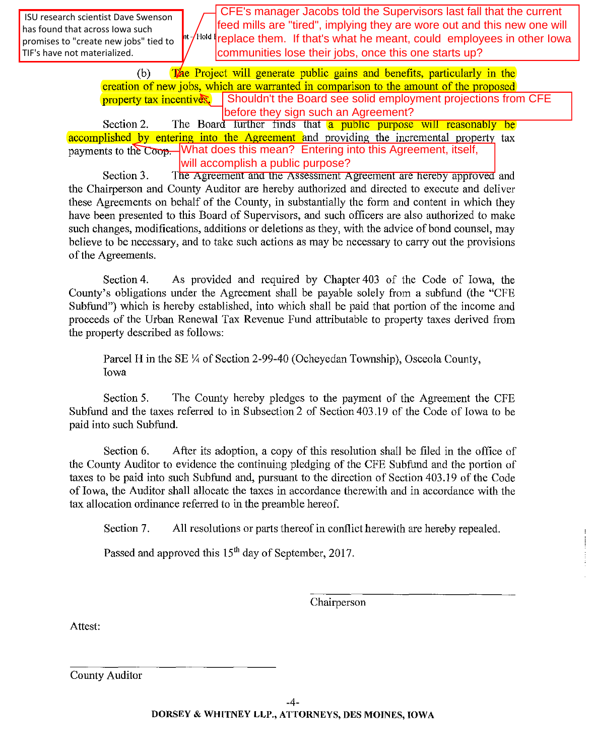ISU research scientist Dave Swenson has found that across Iowa such promises to "create new jobs" tied to TIF's have not materialized.

CFE's manager Jacobs told the Supervisors last fall that the current feed mills are "tired", implying they are wore out and this new one will replace them. If that's what he meant, could employees in other Iowa communities lose their jobs, once this one starts up?

(b) The Project will generate public gains and benefits, particularly in the creation of new jobs, which are warranted in comparison to the amount of the proposed property tax incentives.

Shouldn't the Board see solid employment projections from CFE before they sign such an Agreement?

Section 2. The Board further finds that a public purpose will reasonably be accomplished by entering into the Agreement and providing the incremental property tax payments to the Coop.

What does this mean? Entering into this Agreement, itself, will accomplish a public purpose?

Section 3. The Agreement and the Assessment Agreement are hereby approved and the Chairperson and County Auditor are hereby authorized and directed to execute and deliver these Agreements on behalf of the County, in substantially the form and content in which they have been presented to this Board of Supervisors, and such officers are also authorized to make such changes, modifications, additions or deletions as they, with the advice of bond counsel, may believe to be necessary, and to take such actions as may be necessary to carry out the provisions of the Agreements.

Section 4. As provided and required by Chapter 403 of the Code of Iowa, the County's obligations under the Agreement shall be payable solely from a subfund (the "CFE Subfund") which is hereby established, into which shall be paid that portion of the income and proceeds of the Urban Renewal Tax Revenue Fund attributable to property taxes derived from the property described as follows:

Parcel H in the SE ¼ of Section 2-99-40 (Ocheyedan Township), Osceola County, Iowa

Section 5. The County hereby pledges to the payment of the Agreement the CFE Subfund and the taxes referred to in Subsection 2 of Section 403.19 of the Code of Iowa to be paid into such Subfund.

Section 6. After its adoption, a copy of this resolution shall be filed in the office of the County Auditor to evidence the continuing pledging of the CFE Subfund and the portion of taxes to be paid into such Subfund and, pursuant to the direction of Section 403.19 of the Code of Iowa, the Auditor shall allocate the taxes in accordance therewith and in accordance with the tax allocation ordinance referred to in the preamble hereof.

Section 7. All resolutions or parts thereof in conflict herewith are hereby repealed.

Passed and approved this 15th day of September, 2017.

\_\_\_\_\_\_\_\_\_\_\_\_\_\_\_\_\_\_\_\_\_\_\_\_\_\_\_\_\_\_
Chairperson

Attest:

\_\_\_\_\_\_\_\_\_\_\_\_\_\_\_\_\_\_\_\_\_\_\_\_\_\_\_\_\_\_
County Auditor

DORSEY & WHITNEY LLP., ATTORNEYS, DES MOINES, IOWA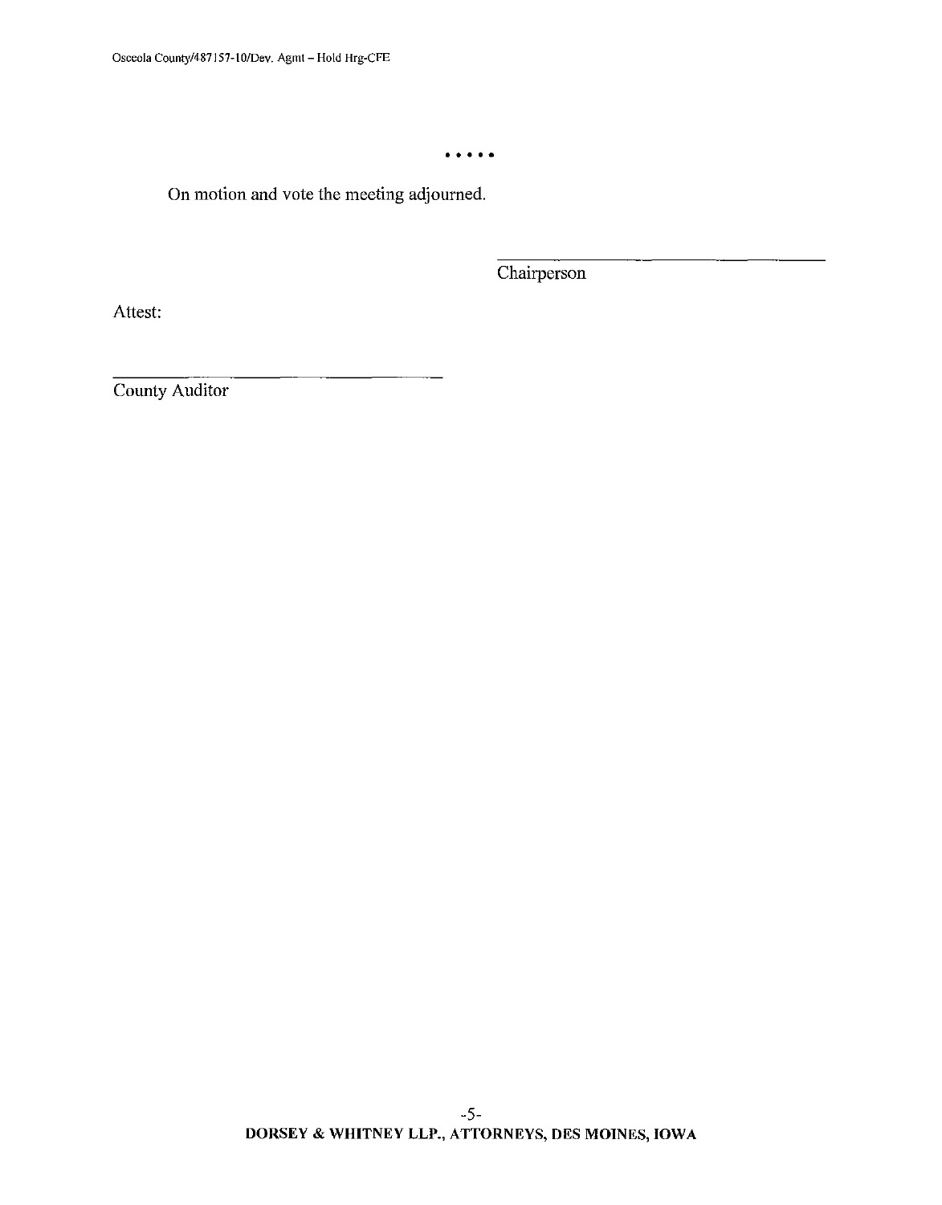• • • • •

On motion and vote the meeting adjourned.

\_\_\_\_\_\_\_\_\_\_\_\_\_\_\_\_\_\_\_\_\_\_\_\_\_\_\_\_\_\_\_\_\_\_

Chairperson

Attest:

\_\_\_\_\_\_\_\_\_\_\_\_\_\_\_\_\_\_\_\_\_\_\_\_\_\_\_\_\_\_\_\_\_\_

County Auditor

**DORSEY & WHITNEY LLP., ATTORNEYS, DES MOINES, IOWA**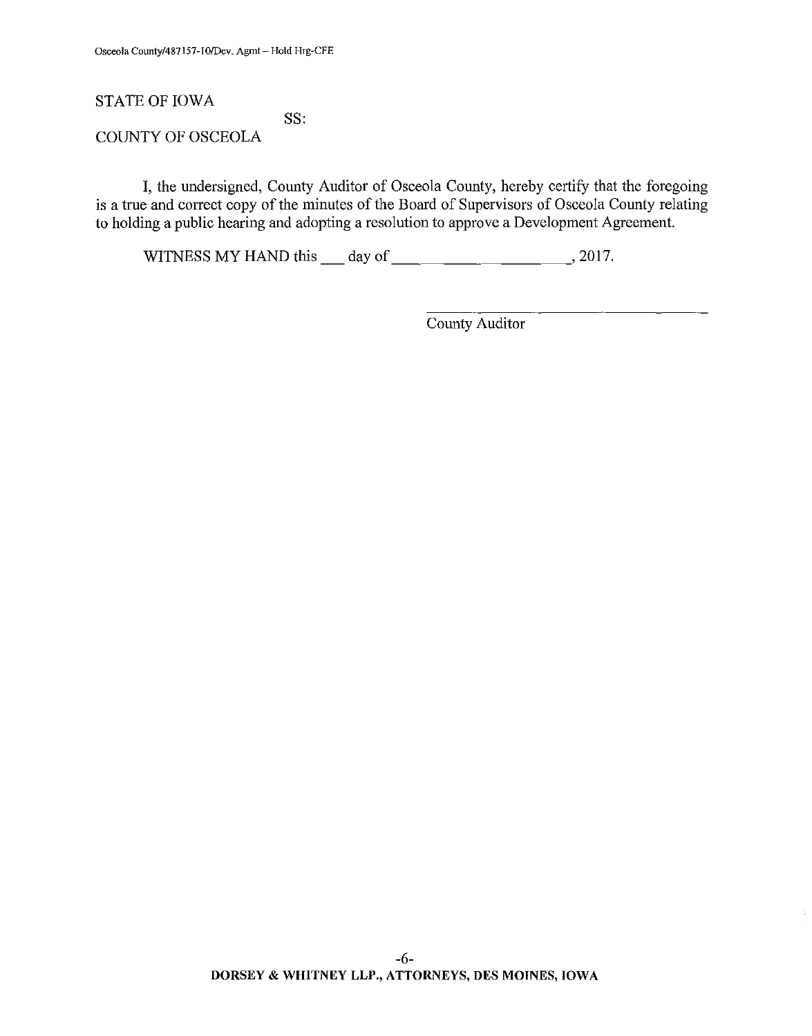STATE OF IOWA

SS:

COUNTY OF OSCEOLA

I, the undersigned, County Auditor of Osceola County, hereby certify that the foregoing is a true and correct copy of the minutes of the Board of Supervisors of Osceola County relating to holding a public hearing and adopting a resolution to approve a Development Agreement.

WITNESS MY HAND this ___ day of ______________________, 2017.

______________________________

County Auditor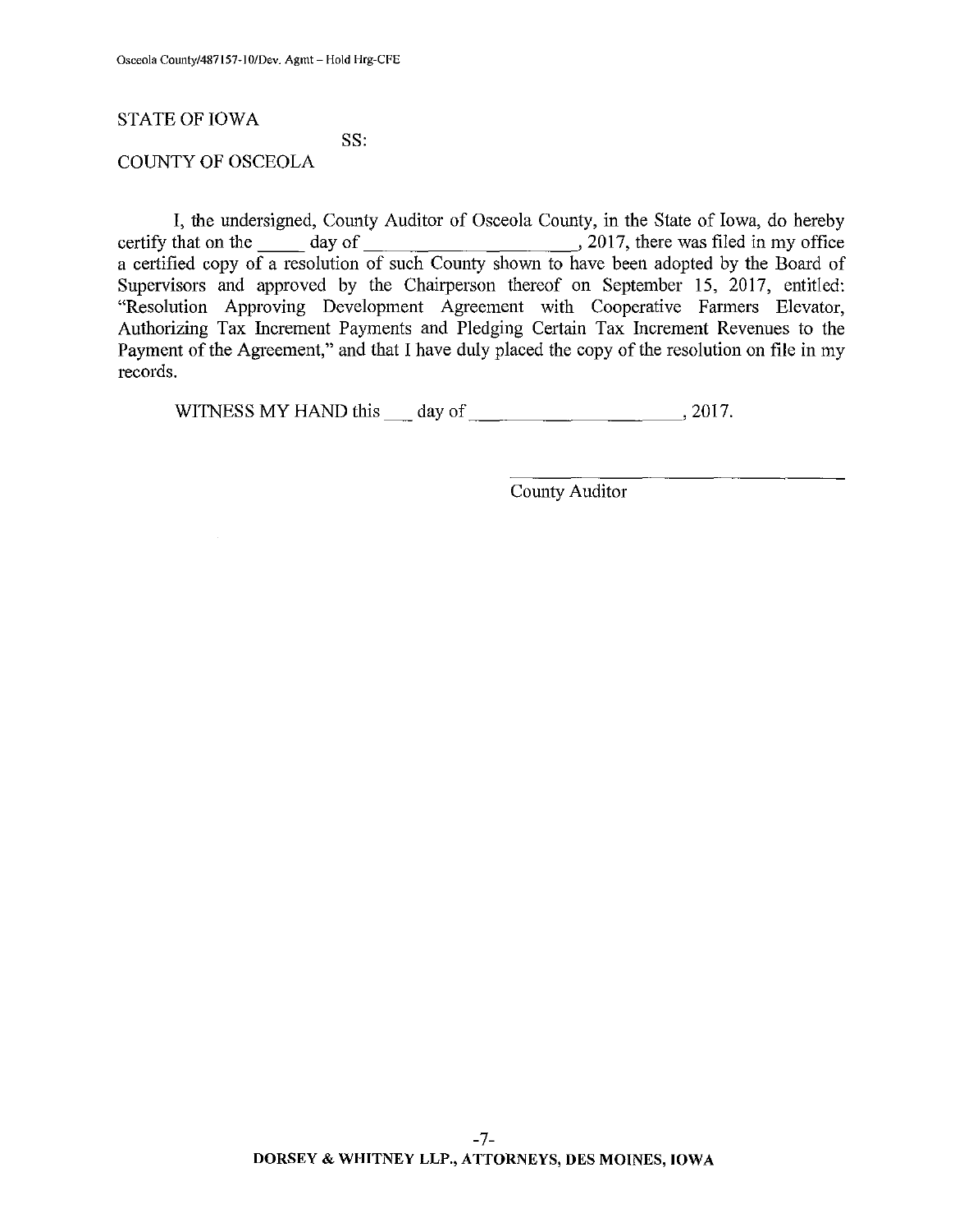STATE OF IOWA

SS:

COUNTY OF OSCEOLA

I, the undersigned, County Auditor of Osceola County, in the State of Iowa, do hereby certify that on the _____ day of _____________________, 2017, there was filed in my office a certified copy of a resolution of such County shown to have been adopted by the Board of Supervisors and approved by the Chairperson thereof on September 15, 2017, entitled: "Resolution Approving Development Agreement with Cooperative Farmers Elevator, Authorizing Tax Increment Payments and Pledging Certain Tax Increment Revenues to the Payment of the Agreement," and that I have duly placed the copy of the resolution on file in my records.

WITNESS MY HAND this ___ day of _____________________, 2017.

_________________________________

County Auditor

**DORSEY & WHITNEY LLP., ATTORNEYS, DES MOINES, IOWA**